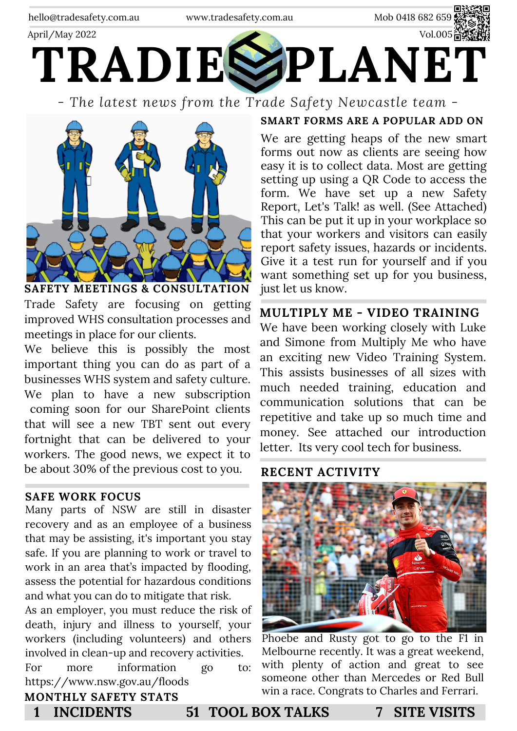hello@tradesafety.com.au www.tradesafety.com.au Mob 0418 682 659

April/May 2022 Vol.005

# TRADIE PLANET

*- The latest news from the Trade Safety Newcastle team -*

## SAFETY MEETINGS & CONSULTATION

Trade Safety are focusing on getting improved WHS consultation processes and meetings in place for our clients.

We believe this is possibly the most important thing you can do as part of a businesses WHS system and safety culture. We plan to have a new subscription coming soon for our SharePoint clients that will see a new TBT sent out every fortnight that can be delivered to your workers. The good news, we expect it to be about 30% of the previous cost to you.

## SAFE WORK FOCUS

Many parts of NSW are still in disaster recovery and as an employee of a business that may be assisting, it's important you stay safe. If you are planning to work or travel to work in an area that's impacted by flooding, assess the potential for hazardous conditions and what you can do to mitigate that risk.

As an employer, you must reduce the risk of death, injury and illness to yourself, your workers (including volunteers) and others involved in clean-up and recovery activities.

For more information go to: https://www.nsw.gov.au/floods

## SMART FORMS ARE A POPULAR ADD ON

We are getting heaps of the new smart forms out now as clients are seeing how easy it is to collect data. Most are getting setting up using a QR Code to access the form. We have set up a new Safety Report, Let's Talk! as well. (See Attached) This can be put it up in your workplace so that your workers and visitors can easily report safety issues, hazards or incidents. Give it a test run for yourself and if you want something set up for you business, just let us know.

## MULTIPLY ME - VIDEO TRAINING

We have been working closely with Luke and Simone from Multiply Me who have an exciting new Video Training System. This assists businesses of all sizes with much needed training, education and communication solutions that can be repetitive and take up so much time and money. See attached our introduction letter. Its very cool tech for business.

## RECENT ACTIVITY

Phoebe and Rusty got to go to the F1 in Melbourne recently. It was a great weekend, with plenty of action and great to see someone other than Mercedes or Red Bull win a race. Congrats to Charles and Ferrari.

## MONTHLY SAFETY STATS

| 1 INCIDENTS | 51 TOOL BOX TALKS | 7 SITE VISITS |
| --- | --- | --- |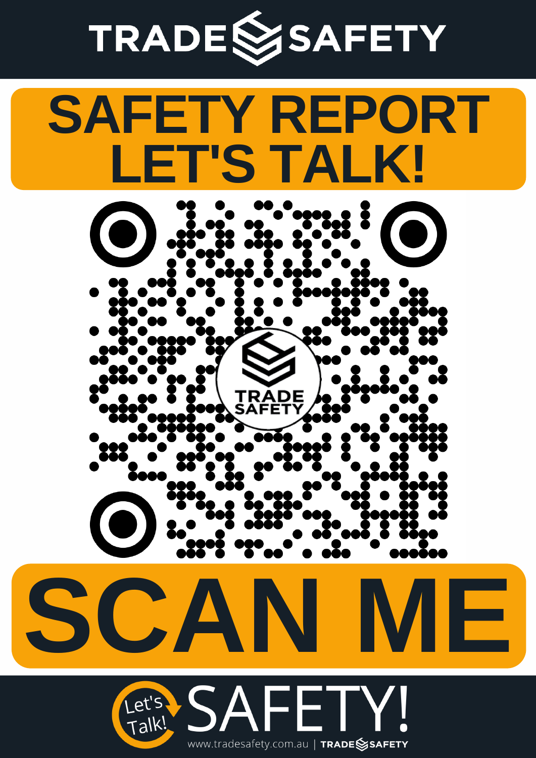# TRADE SAFETY

# SAFETY REPORT LET'S TALK!

TRADE SAFETY

# SCAN ME

Let's Talk! SAFETY!

www.tradesafety.com.au | TRADE SAFETY